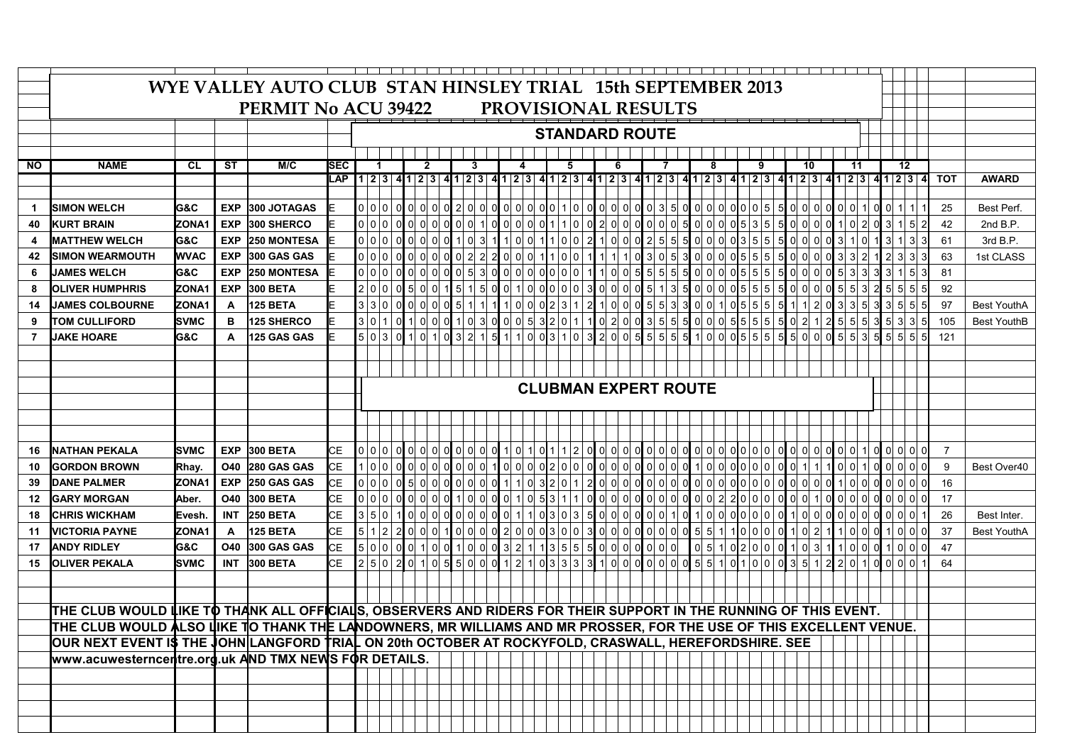# WYE VALLEY AUTO CLUB STAN HINSLEY TRIAL 15th SEPTEMBER 2013

## PERMIT No ACU 39422 PROVISIONAL RESULTS

### STANDARD ROUTE

| NO | NAME | CL | ST | M/C | SEC | 1 | | | | 2 | | | | 3 | | | | 4 | | | | 5 | | | | 6 | | | | 7 | | | | 8 | | | | 9 | | | | 10 | | | | 11 | | | | 12 | | | | TOT | AWARD |
|---|---|---|---|---|---|---|---|---|---|---|---|---|---|---|---|---|---|---|---|---|---|---|---|---|---|---|---|---|---|---|---|---|---|---|---|---|---|---|---|---|---|---|---|---|---|---|---|---|---|---|---|---|---|---|---|
| | | | | | LAP | 1 | 2 | 3 | 4 | 1 | 2 | 3 | 4 | 1 | 2 | 3 | 4 | 1 | 2 | 3 | 4 | 1 | 2 | 3 | 4 | 1 | 2 | 3 | 4 | 1 | 2 | 3 | 4 | 1 | 2 | 3 | 4 | 1 | 2 | 3 | 4 | 1 | 2 | 3 | 4 | 1 | 2 | 3 | 4 | 1 | 2 | 3 | 4 | | |
| 1 | SIMON WELCH | G&C | EXP | 300 JOTAGAS | E | 0 | 0 | 0 | 0 | 0 | 0 | 0 | 0 | 2 | 0 | 0 | 0 | 0 | 0 | 0 | 0 | 0 | 1 | 0 | 0 | 0 | 0 | 0 | 0 | 0 | 3 | 5 | 0 | 0 | 0 | 0 | 0 | 0 | 0 | 5 | 5 | 0 | 0 | 0 | 0 | 0 | 0 | 1 | 0 | 0 | 1 | 1 | 1 | 25 | Best Perf. |
| 40 | KURT BRAIN | ZONA1 | EXP | 300 SHERCO | E | 0 | 0 | 0 | 0 | 0 | 0 | 0 | 0 | 0 | 0 | 1 | 0 | 0 | 0 | 0 | 0 | 1 | 1 | 0 | 0 | 2 | 0 | 0 | 0 | 0 | 0 | 0 | 5 | 0 | 0 | 0 | 0 | 5 | 3 | 5 | 5 | 0 | 0 | 0 | 0 | 1 | 0 | 2 | 0 | 3 | 1 | 5 | 2 | 42 | 2nd B.P. |
| 4 | MATTHEW WELCH | G&C | EXP | 250 MONTESA | E | 0 | 0 | 0 | 0 | 0 | 0 | 0 | 0 | 1 | 0 | 3 | 1 | 1 | 0 | 0 | 1 | 1 | 0 | 0 | 2 | 1 | 0 | 0 | 0 | 2 | 5 | 5 | 5 | 0 | 0 | 0 | 0 | 3 | 5 | 5 | 5 | 0 | 0 | 0 | 0 | 3 | 1 | 0 | 1 | 3 | 1 | 3 | 3 | 61 | 3rd B.P. |
| 42 | SIMON WEARMOUTH | WVAC | EXP | 300 GAS GAS | E | 0 | 0 | 0 | 0 | 0 | 0 | 0 | 0 | 0 | 2 | 2 | 2 | 0 | 0 | 0 | 1 | 1 | 0 | 0 | 1 | 1 | 1 | 1 | 0 | 3 | 0 | 5 | 3 | 0 | 0 | 0 | 0 | 5 | 5 | 5 | 5 | 0 | 0 | 0 | 0 | 3 | 3 | 2 | 1 | 2 | 3 | 3 | 3 | 63 | 1st CLASS |
| 6 | JAMES WELCH | G&C | EXP | 250 MONTESA | E | 0 | 0 | 0 | 0 | 0 | 0 | 0 | 0 | 0 | 5 | 3 | 0 | 0 | 0 | 0 | 0 | 0 | 0 | 0 | 1 | 1 | 0 | 0 | 5 | 5 | 5 | 5 | 5 | 0 | 0 | 0 | 0 | 5 | 5 | 5 | 5 | 0 | 0 | 0 | 0 | 5 | 3 | 3 | 3 | 3 | 1 | 5 | 3 | 81 | |
| 8 | OLIVER HUMPHRIS | ZONA1 | EXP | 300 BETA | E | 2 | 0 | 0 | 0 | 5 | 0 | 0 | 1 | 5 | 1 | 5 | 0 | 0 | 1 | 0 | 0 | 0 | 0 | 0 | 3 | 0 | 0 | 0 | 0 | 5 | 1 | 3 | 5 | 0 | 0 | 0 | 0 | 5 | 5 | 5 | 5 | 0 | 0 | 0 | 0 | 5 | 5 | 3 | 2 | 5 | 5 | 5 | 5 | 92 | |
| 14 | JAMES COLBOURNE | ZONA1 | A | 125 BETA | E | 3 | 3 | 0 | 0 | 0 | 0 | 0 | 0 | 5 | 1 | 1 | 1 | 1 | 0 | 0 | 0 | 2 | 3 | 1 | 2 | 1 | 0 | 0 | 0 | 5 | 5 | 3 | 3 | 0 | 0 | 1 | 0 | 5 | 5 | 5 | 5 | 1 | 1 | 2 | 0 | 3 | 3 | 5 | 3 | 3 | 5 | 5 | 5 | 97 | Best YouthA |
| 9 | TOM CULLIFORD | SVMC | B | 125 SHERCO | E | 3 | 0 | 1 | 0 | 1 | 0 | 0 | 0 | 1 | 0 | 3 | 0 | 0 | 0 | 5 | 3 | 2 | 0 | 1 | 1 | 0 | 2 | 0 | 0 | 3 | 5 | 5 | 5 | 0 | 0 | 0 | 5 | 5 | 5 | 5 | 5 | 0 | 2 | 1 | 2 | 5 | 5 | 5 | 3 | 5 | 3 | 3 | 5 | 105 | Best YouthB |
| 7 | JAKE HOARE | G&C | A | 125 GAS GAS | E | 5 | 0 | 3 | 0 | 1 | 0 | 1 | 0 | 3 | 2 | 1 | 5 | 1 | 1 | 0 | 0 | 3 | 1 | 0 | 3 | 2 | 0 | 0 | 5 | 5 | 5 | 5 | 5 | 1 | 0 | 0 | 0 | 5 | 5 | 5 | 5 | 5 | 0 | 0 | 0 | 5 | 5 | 3 | 5 | 5 | 5 | 5 | 5 | 121 | |

### CLUBMAN EXPERT ROUTE

| NO | NAME | CL | ST | M/C | SEC | 1 | | | | 2 | | | | 3 | | | | 4 | | | | 5 | | | | 6 | | | | 7 | | | | 8 | | | | 9 | | | | 10 | | | | 11 | | | | 12 | | | | TOT | AWARD |
|---|---|---|---|---|---|---|---|---|---|---|---|---|---|---|---|---|---|---|---|---|---|---|---|---|---|---|---|---|---|---|---|---|---|---|---|---|---|---|---|---|---|---|---|---|---|---|---|---|---|---|---|---|---|---|---|
| | | | | | LAP | 1 | 2 | 3 | 4 | 1 | 2 | 3 | 4 | 1 | 2 | 3 | 4 | 1 | 2 | 3 | 4 | 1 | 2 | 3 | 4 | 1 | 2 | 3 | 4 | 1 | 2 | 3 | 4 | 1 | 2 | 3 | 4 | 1 | 2 | 3 | 4 | 1 | 2 | 3 | 4 | 1 | 2 | 3 | 4 | 1 | 2 | 3 | 4 | | |
| 16 | NATHAN PEKALA | SVMC | EXP | 300 BETA | CE | 0 | 0 | 0 | 0 | 0 | 0 | 0 | 0 | 0 | 0 | 0 | 0 | 1 | 0 | 1 | 0 | 1 | 1 | 2 | 0 | 0 | 0 | 0 | 0 | 0 | 0 | 0 | 0 | 0 | 0 | 0 | 0 | 0 | 0 | 0 | 0 | 0 | 0 | 0 | 0 | 0 | 0 | 1 | 0 | 0 | 0 | 0 | 0 | 7 | |
| 10 | GORDON BROWN | Rhay. | O40 | 280 GAS GAS | CE | 1 | 0 | 0 | 0 | 0 | 0 | 0 | 0 | 0 | 0 | 0 | 0 | 1 | 0 | 0 | 0 | 0 | 2 | 0 | 0 | 0 | 0 | 0 | 0 | 0 | 0 | 0 | 0 | 1 | 0 | 0 | 0 | 0 | 0 | 0 | 0 | 0 | 1 | 1 | 1 | 0 | 0 | 1 | 0 | 0 | 0 | 0 | 0 | 9 | Best Over40 |
| 39 | DANE PALMER | ZONA1 | EXP | 250 GAS GAS | CE | 0 | 0 | 0 | 0 | 5 | 0 | 0 | 0 | 0 | 0 | 0 | 0 | 1 | 1 | 0 | 3 | 2 | 0 | 1 | 2 | 0 | 0 | 0 | 0 | 0 | 0 | 0 | 0 | 0 | 0 | 0 | 0 | 0 | 0 | 0 | 0 | 0 | 0 | 0 | 0 | 1 | 0 | 0 | 0 | 0 | 0 | 0 | 0 | 16 | |
| 12 | GARY MORGAN | Aber. | O40 | 300 BETA | CE | 0 | 0 | 0 | 0 | 0 | 0 | 0 | 0 | 1 | 0 | 0 | 0 | 0 | 1 | 0 | 5 | 3 | 1 | 1 | 0 | 0 | 0 | 0 | 0 | 0 | 0 | 0 | 0 | 0 | 0 | 2 | 2 | 0 | 0 | 0 | 0 | 0 | 0 | 1 | 0 | 0 | 0 | 0 | 0 | 0 | 0 | 0 | 0 | 17 | |
| 18 | CHRIS WICKHAM | Evesh. | INT | 250 BETA | CE | 3 | 5 | 0 | 1 | 0 | 0 | 0 | 0 | 0 | 0 | 0 | 0 | 0 | 1 | 1 | 0 | 3 | 0 | 3 | 5 | 0 | 0 | 0 | 0 | 0 | 0 | 1 | 0 | 1 | 0 | 0 | 0 | 0 | 0 | 0 | 0 | 1 | 0 | 0 | 0 | 0 | 0 | 0 | 0 | 0 | 0 | 0 | 1 | 26 | Best Inter. |
| 11 | VICTORIA PAYNE | ZONA1 | A | 125 BETA | CE | 5 | 1 | 2 | 2 | 0 | 0 | 0 | 1 | 0 | 0 | 0 | 0 | 2 | 0 | 0 | 0 | 3 | 0 | 0 | 3 | 0 | 0 | 0 | 0 | 0 | 0 | 0 | 0 | 5 | 5 | 1 | 1 | 0 | 0 | 0 | 0 | 1 | 0 | 2 | 1 | 1 | 0 | 0 | 0 | 1 | 0 | 0 | 0 | 37 | Best YouthA |
| 17 | ANDY RIDLEY | G&C | O40 | 300 GAS GAS | CE | 5 | 0 | 0 | 0 | 0 | 1 | 0 | 0 | 1 | 0 | 0 | 0 | 3 | 2 | 1 | 1 | 3 | 5 | 5 | 5 | 0 | 0 | 0 | 0 | 0 | 0 | 0 | | 0 | 5 | 1 | 0 | 2 | 0 | 0 | 0 | 1 | 0 | 3 | 1 | 1 | 0 | 0 | 0 | 1 | 0 | 0 | 0 | 47 | |
| 15 | OLIVER PEKALA | SVMC | INT | 300 BETA | CE | 2 | 5 | 0 | 2 | 0 | 1 | 0 | 5 | 5 | 0 | 0 | 0 | 1 | 2 | 1 | 0 | 3 | 3 | 3 | 3 | 1 | 0 | 0 | 0 | 0 | 0 | 0 | 0 | 5 | 5 | 1 | 0 | 1 | 0 | 0 | 0 | 3 | 5 | 1 | 2 | 2 | 0 | 1 | 0 | 0 | 0 | 0 | 1 | 64 | |

**THE CLUB WOULD LIKE TO THANK ALL OFFICIALS, OBSERVERS AND RIDERS FOR THEIR SUPPORT IN THE RUNNING OF THIS EVENT.**

**THE CLUB WOULD ALSO LIKE TO THANK THE LANDOWNERS, MR WILLIAMS AND MR PROSSER, FOR THE USE OF THIS EXCELLENT VENUE.**

**OUR NEXT EVENT IS THE JOHN LANGFORD TRIAL ON 20th OCTOBER AT ROCKYFOLD, CRASWALL, HEREFORDSHIRE. SEE www.acuwesterncentre.org.uk AND TMX NEWS FOR DETAILS.**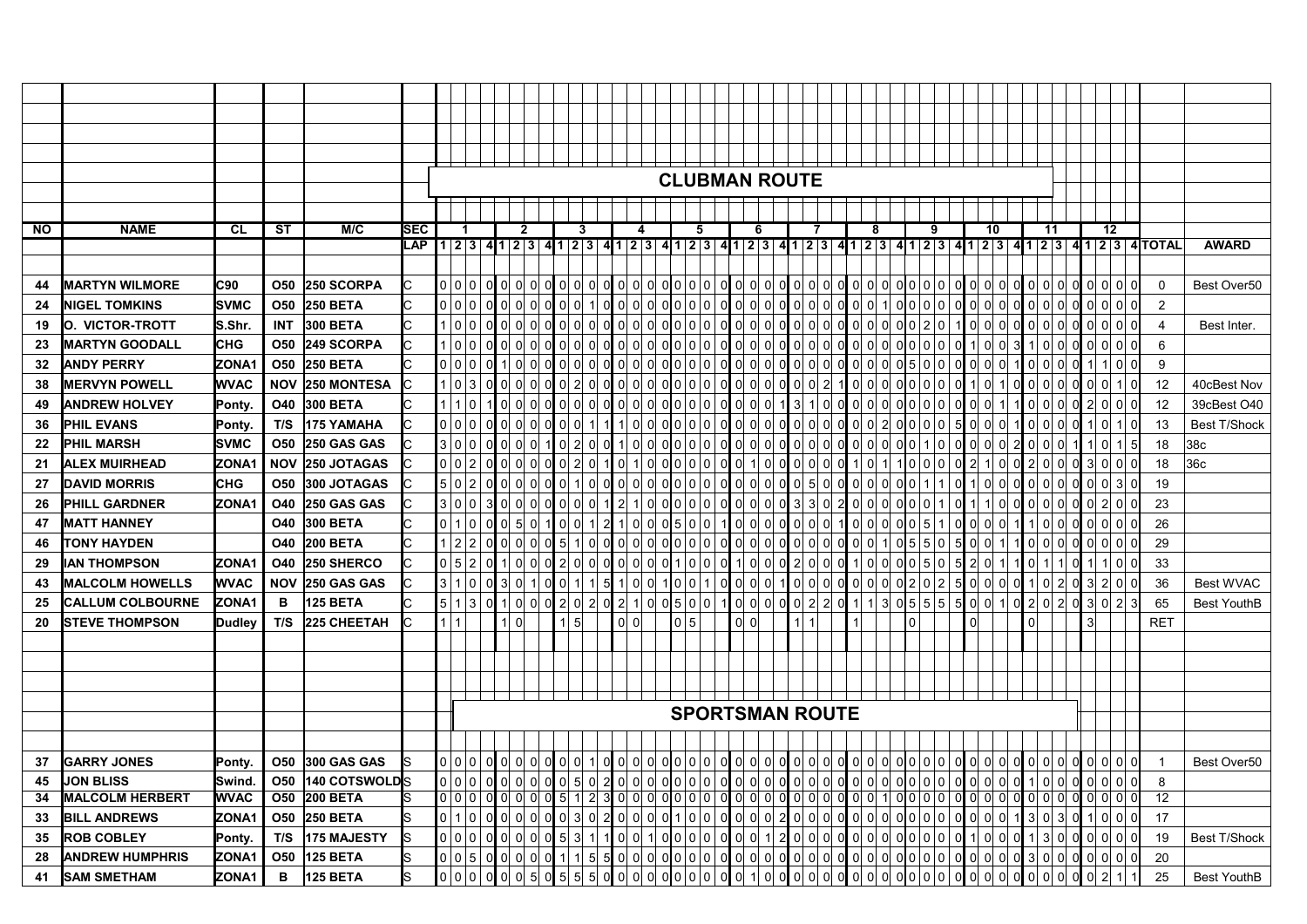## CLUBMAN ROUTE

| NO | NAME | CL | ST | M/C | SEC | 1 | | | | 2 | | | | 3 | | | | 4 | | | | 5 | | | | 6 | | | | 7 | | | | 8 | | | | 9 | | | | 10 | | | | 11 | | | | 12 | | | | | |
|---|---|---|---|---|---|---|---|---|---|---|---|---|---|---|---|---|---|---|---|---|---|---|---|---|---|---|---|---|---|---|---|---|---|---|---|---|---|---|---|---|---|---|---|---|---|---|---|---|---|---|---|---|---|
| | | | | | LAP | 1 | 2 | 3 | 4 | 1 | 2 | 3 | 4 | 1 | 2 | 3 | 4 | 1 | 2 | 3 | 4 | 1 | 2 | 3 | 4 | 1 | 2 | 3 | 4 | 1 | 2 | 3 | 4 | 1 | 2 | 3 | 4 | 1 | 2 | 3 | 4 | 1 | 2 | 3 | 4 | 1 | 2 | 3 | 4 | 1 | 2 | 3 | 4 | TOTAL | AWARD |
| 44 | MARTYN WILMORE | C90 | O50 | 250 SCORPA | C | 0 | 0 | 0 | 0 | 0 | 0 | 0 | 0 | 0 | 0 | 0 | 0 | 0 | 0 | 0 | 0 | 0 | 0 | 0 | 0 | 0 | 0 | 0 | 0 | 0 | 0 | 0 | 0 | 0 | 0 | 0 | 0 | 0 | 0 | 0 | 0 | 0 | 0 | 0 | 0 | 0 | 0 | 0 | 0 | 0 | 0 | 0 | 0 | 0 | Best Over50 |
| 24 | NIGEL TOMKINS | SVMC | O50 | 250 BETA | C | 0 | 0 | 0 | 0 | 0 | 0 | 0 | 0 | 0 | 0 | 1 | 0 | 0 | 0 | 0 | 0 | 0 | 0 | 0 | 0 | 0 | 0 | 0 | 0 | 0 | 0 | 0 | 0 | 0 | 0 | 1 | 0 | 0 | 0 | 0 | 0 | 0 | 0 | 0 | 0 | 0 | 0 | 0 | 0 | 0 | 0 | 0 | 0 | 2 | |
| 19 | O. VICTOR-TROTT | S.Shr. | INT | 300 BETA | C | 1 | 0 | 0 | 0 | 0 | 0 | 0 | 0 | 0 | 0 | 0 | 0 | 0 | 0 | 0 | 0 | 0 | 0 | 0 | 0 | 0 | 0 | 0 | 0 | 0 | 0 | 0 | 0 | 0 | 0 | 0 | 0 | 0 | 2 | 0 | 1 | 0 | 0 | 0 | 0 | 0 | 0 | 0 | 0 | 0 | 0 | 0 | 0 | 4 | Best Inter. |
| 23 | MARTYN GOODALL | CHG | O50 | 249 SCORPA | C | 1 | 0 | 0 | 0 | 0 | 0 | 0 | 0 | 0 | 0 | 0 | 0 | 0 | 0 | 0 | 0 | 0 | 0 | 0 | 0 | 0 | 0 | 0 | 0 | 0 | 0 | 0 | 0 | 0 | 0 | 0 | 0 | 0 | 0 | 0 | 0 | 1 | 0 | 0 | 3 | 1 | 0 | 0 | 0 | 0 | 0 | 0 | 0 | 6 | |
| 32 | ANDY PERRY | ZONA1 | O50 | 250 BETA | C | 0 | 0 | 0 | 0 | 1 | 0 | 0 | 0 | 0 | 0 | 0 | 0 | 0 | 0 | 0 | 0 | 0 | 0 | 0 | 0 | 0 | 0 | 0 | 0 | 0 | 0 | 0 | 0 | 0 | 0 | 0 | 0 | 0 | 5 | 0 | 0 | 0 | 0 | 0 | 1 | 0 | 0 | 0 | 0 | 1 | 1 | 0 | 0 | 9 | |
| 38 | MERVYN POWELL | WVAC | NOV | 250 MONTESA | C | 1 | 0 | 3 | 0 | 0 | 0 | 0 | 0 | 0 | 2 | 0 | 0 | 0 | 0 | 0 | 0 | 0 | 0 | 0 | 0 | 0 | 0 | 0 | 0 | 0 | 0 | 2 | 1 | 0 | 0 | 0 | 0 | 0 | 0 | 0 | 0 | 1 | 0 | 1 | 0 | 0 | 0 | 0 | 0 | 0 | 0 | 1 | 0 | 12 | 40cBest Nov |
| 49 | ANDREW HOLVEY | Ponty. | O40 | 300 BETA | C | 1 | 1 | 0 | 1 | 0 | 0 | 0 | 0 | 0 | 0 | 0 | 0 | 0 | 0 | 0 | 0 | 0 | 0 | 0 | 0 | 0 | 0 | 0 | 1 | 3 | 1 | 0 | 0 | 0 | 0 | 0 | 0 | 0 | 0 | 0 | 0 | 0 | 0 | 1 | 1 | 0 | 0 | 0 | 0 | 2 | 0 | 0 | 0 | 12 | 39cBest O40 |
| 36 | PHIL EVANS | Ponty. | T/S | 175 YAMAHA | C | 0 | 0 | 0 | 0 | 0 | 0 | 0 | 0 | 0 | 0 | 1 | 1 | 1 | 0 | 0 | 0 | 0 | 0 | 0 | 0 | 0 | 0 | 0 | 0 | 0 | 0 | 0 | 0 | 0 | 0 | 2 | 0 | 0 | 0 | 0 | 5 | 0 | 0 | 0 | 1 | 0 | 0 | 0 | 0 | 1 | 0 | 1 | 0 | 13 | Best T/Shock |
| 22 | PHIL MARSH | SVMC | O50 | 250 GAS GAS | C | 3 | 0 | 0 | 0 | 0 | 0 | 0 | 1 | 0 | 2 | 0 | 0 | 1 | 0 | 0 | 0 | 0 | 0 | 0 | 0 | 0 | 0 | 0 | 0 | 0 | 0 | 0 | 0 | 0 | 0 | 0 | 0 | 1 | 0 | 0 | 0 | 0 | 0 | 0 | 2 | 0 | 0 | 0 | 1 | 1 | 0 | 1 | 5 | 18 | 38c |
| 21 | ALEX MUIRHEAD | ZONA1 | NOV | 250 JOTAGAS | C | 0 | 0 | 2 | 0 | 0 | 0 | 0 | 0 | 0 | 2 | 0 | 1 | 0 | 1 | 0 | 0 | 0 | 0 | 0 | 0 | 0 | 1 | 0 | 0 | 0 | 0 | 0 | 0 | 1 | 0 | 1 | 1 | 0 | 0 | 0 | 0 | 2 | 1 | 0 | 0 | 2 | 0 | 0 | 0 | 3 | 0 | 0 | 0 | 18 | 36c |
| 27 | DAVID MORRIS | CHG | O50 | 300 JOTAGAS | C | 5 | 0 | 2 | 0 | 0 | 0 | 0 | 0 | 0 | 1 | 0 | 0 | 0 | 0 | 0 | 0 | 0 | 0 | 0 | 0 | 0 | 0 | 0 | 0 | 0 | 5 | 0 | 0 | 0 | 0 | 0 | 0 | 0 | 1 | 1 | 0 | 1 | 0 | 0 | 0 | 0 | 0 | 0 | 0 | 0 | 0 | 3 | 0 | 19 | |
| 26 | PHILL GARDNER | ZONA1 | O40 | 250 GAS GAS | C | 3 | 0 | 0 | 3 | 0 | 0 | 0 | 0 | 0 | 0 | 0 | 1 | 2 | 1 | 0 | 0 | 0 | 0 | 0 | 0 | 0 | 0 | 0 | 0 | 3 | 3 | 0 | 2 | 0 | 0 | 0 | 0 | 0 | 0 | 1 | 0 | 1 | 1 | 0 | 0 | 0 | 0 | 0 | 0 | 0 | 2 | 0 | 0 | 23 | |
| 47 | MATT HANNEY | | O40 | 300 BETA | C | 0 | 1 | 0 | 0 | 0 | 5 | 0 | 1 | 0 | 0 | 1 | 2 | 1 | 0 | 0 | 0 | 5 | 0 | 0 | 1 | 0 | 0 | 0 | 0 | 0 | 0 | 0 | 1 | 0 | 0 | 0 | 0 | 0 | 5 | 1 | 0 | 0 | 0 | 0 | 1 | 1 | 0 | 0 | 0 | 0 | 0 | 0 | 0 | 26 | |
| 46 | TONY HAYDEN | | O40 | 200 BETA | C | 1 | 2 | 2 | 0 | 0 | 0 | 0 | 0 | 5 | 1 | 0 | 0 | 0 | 0 | 0 | 0 | 0 | 0 | 0 | 0 | 0 | 0 | 0 | 0 | 0 | 0 | 0 | 0 | 0 | 0 | 1 | 0 | 5 | 5 | 0 | 5 | 0 | 0 | 1 | 1 | 0 | 0 | 0 | 0 | 0 | 0 | 0 | 0 | 29 | |
| 29 | IAN THOMPSON | ZONA1 | O50 | 250 SHERCO | C | 0 | 5 | 2 | 0 | 1 | 0 | 0 | 0 | 2 | 0 | 0 | 0 | 0 | 0 | 0 | 0 | 1 | 0 | 0 | 0 | 1 | 0 | 0 | 0 | 2 | 0 | 0 | 0 | 1 | 0 | 0 | 0 | 0 | 5 | 0 | 5 | 2 | 0 | 1 | 1 | 0 | 1 | 1 | 0 | 1 | 1 | 0 | 0 | 33 | |
| 43 | MALCOLM HOWELLS | WVAC | NOV | 250 GAS GAS | C | 3 | 1 | 0 | 0 | 3 | 0 | 1 | 0 | 0 | 1 | 1 | 5 | 1 | 0 | 0 | 1 | 0 | 0 | 1 | 0 | 0 | 0 | 0 | 1 | 0 | 0 | 0 | 0 | 0 | 0 | 0 | 0 | 2 | 0 | 2 | 5 | 0 | 0 | 0 | 0 | 1 | 0 | 2 | 0 | 3 | 2 | 0 | 0 | 36 | Best WVAC |
| 25 | CALLUM COLBOURNE | ZONA1 | B | 125 BETA | C | 5 | 1 | 3 | 0 | 1 | 0 | 0 | 0 | 2 | 0 | 2 | 0 | 2 | 1 | 0 | 0 | 5 | 0 | 0 | 1 | 0 | 0 | 0 | 0 | 0 | 2 | 2 | 0 | 1 | 1 | 3 | 0 | 5 | 5 | 5 | 5 | 0 | 0 | 1 | 0 | 2 | 0 | 2 | 0 | 3 | 0 | 2 | 3 | 65 | Best YouthB |
| 20 | STEVE THOMPSON | Dudley | T/S | 225 CHEETAH | C | 1 | 1 | | | | 1 | 0 | | | 1 | 5 | | 0 | 0 | | | | 0 | 5 | | 0 | 0 | | | | 1 | 1 | | 1 | | | | | 0 | | | 0 | | | | 0 | | | | 3 | | | | RET | |

## SPORTSMAN ROUTE

| NO | NAME | CL | ST | M/C | SEC | 1 | | | | 2 | | | | 3 | | | | 4 | | | | 5 | | | | 6 | | | | 7 | | | | 8 | | | | 9 | | | | 10 | | | | 11 | | | | 12 | | | | | |
|---|---|---|---|---|---|---|---|---|---|---|---|---|---|---|---|---|---|---|---|---|---|---|---|---|---|---|---|---|---|---|---|---|---|---|---|---|---|---|---|---|---|---|---|---|---|---|---|---|---|---|---|---|---|
| | | | | | LAP | 1 | 2 | 3 | 4 | 1 | 2 | 3 | 4 | 1 | 2 | 3 | 4 | 1 | 2 | 3 | 4 | 1 | 2 | 3 | 4 | 1 | 2 | 3 | 4 | 1 | 2 | 3 | 4 | 1 | 2 | 3 | 4 | 1 | 2 | 3 | 4 | 1 | 2 | 3 | 4 | 1 | 2 | 3 | 4 | 1 | 2 | 3 | 4 | TOTAL | AWARD |
| 37 | GARRY JONES | Ponty. | O50 | 300 GAS GAS | S | 0 | 0 | 0 | 0 | 0 | 0 | 0 | 0 | 0 | 0 | 1 | 0 | 0 | 0 | 0 | 0 | 0 | 0 | 0 | 0 | 0 | 0 | 0 | 0 | 0 | 0 | 0 | 0 | 0 | 0 | 0 | 0 | 0 | 0 | 0 | 0 | 0 | 0 | 0 | 0 | 0 | 0 | 0 | 0 | 0 | 0 | 0 | 0 | 1 | Best Over50 |
| 45 | JON BLISS | Swind. | O50 | 140 COTSWOLD | S | 0 | 0 | 0 | 0 | 0 | 0 | 0 | 0 | 0 | 5 | 0 | 2 | 0 | 0 | 0 | 0 | 0 | 0 | 0 | 0 | 0 | 0 | 0 | 0 | 0 | 0 | 0 | 0 | 0 | 0 | 0 | 0 | 0 | 0 | 0 | 0 | 0 | 0 | 0 | 0 | 1 | 0 | 0 | 0 | 0 | 0 | 0 | 0 | 8 | |
| 34 | MALCOLM HERBERT | WVAC | O50 | 200 BETA | S | 0 | 0 | 0 | 0 | 0 | 0 | 0 | 0 | 0 | 5 | 1 | 2 | 3 | 0 | 0 | 0 | 0 | 0 | 0 | 0 | 0 | 0 | 0 | 0 | 0 | 0 | 0 | 0 | 0 | 1 | 0 | 0 | 0 | 0 | 0 | 0 | 0 | 0 | 0 | 0 | 0 | 0 | 0 | 0 | 0 | 0 | 0 | 0 | 12 | |
| 33 | BILL ANDREWS | ZONA1 | O50 | 250 BETA | S | 0 | 1 | 0 | 0 | 0 | 0 | 0 | 0 | 0 | 3 | 0 | 2 | 0 | 0 | 0 | 0 | 1 | 0 | 0 | 0 | 0 | 0 | 0 | 2 | 0 | 0 | 0 | 0 | 0 | 0 | 0 | 0 | 0 | 0 | 0 | 0 | 0 | 0 | 0 | 1 | 3 | 0 | 3 | 0 | 1 | 0 | 0 | 0 | 17 | |
| 35 | ROB COBLEY | Ponty. | T/S | 175 MAJESTY | S | 0 | 0 | 0 | 0 | 0 | 0 | 0 | 0 | 0 | 5 | 3 | 1 | 1 | 0 | 0 | 1 | 0 | 0 | 0 | 0 | 0 | 0 | 1 | 2 | 0 | 0 | 0 | 0 | 0 | 0 | 0 | 0 | 0 | 0 | 0 | 0 | 1 | 0 | 0 | 0 | 1 | 3 | 0 | 0 | 0 | 0 | 0 | 0 | 19 | Best T/Shock |
| 28 | ANDREW HUMPHRIS | ZONA1 | O50 | 125 BETA | S | 0 | 0 | 5 | 0 | 0 | 0 | 0 | 0 | 1 | 1 | 5 | 5 | 0 | 0 | 0 | 0 | 0 | 0 | 0 | 0 | 0 | 0 | 0 | 0 | 0 | 0 | 0 | 0 | 0 | 0 | 0 | 0 | 0 | 0 | 0 | 0 | 0 | 0 | 0 | 0 | 3 | 0 | 0 | 0 | 0 | 0 | 0 | 0 | 20 | |
| 41 | SAM SMETHAM | ZONA1 | B | 125 BETA | S | 0 | 0 | 0 | 0 | 0 | 0 | 5 | 0 | 5 | 5 | 5 | 0 | 0 | 0 | 0 | 0 | 0 | 0 | 0 | 0 | 0 | 1 | 0 | 0 | 0 | 0 | 0 | 0 | 0 | 0 | 0 | 0 | 0 | 0 | 0 | 0 | 0 | 0 | 0 | 0 | 0 | 0 | 0 | 0 | 0 | 2 | 1 | 1 | 25 | Best YouthB |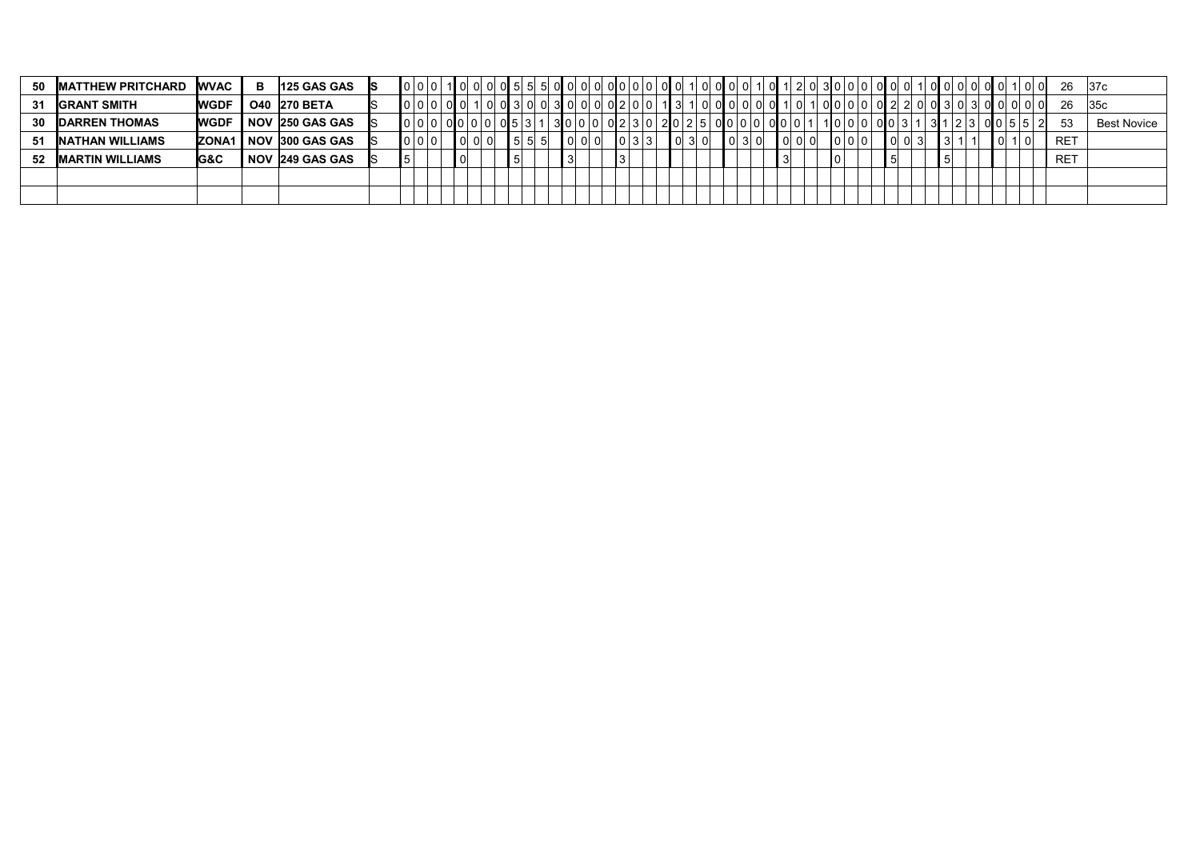| | | | | | | | | | | | | | | | | | | | | | | | | | | | | | | | | | | | | | | | | | | | | | | | | | | | | | | | |
|---|---|---|---|---|---|---|---|---|---|---|---|---|---|---|---|---|---|---|---|---|---|---|---|---|---|---|---|---|---|---|---|---|---|---|---|---|---|---|---|---|---|---|---|---|---|---|---|---|---|---|---|---|---|---|---|
| **50** | **MATTHEW PRITCHARD** | **WVAC** | **B** | **125 GAS GAS** | **S** | 0 | 0 | 0 | 1 | 0 | 0 | 0 | 0 | 5 | 5 | 5 | 0 | 0 | 0 | 0 | 0 | 0 | 0 | 0 | 0 | 0 | 1 | 0 | 0 | 0 | 0 | 1 | 0 | 1 | 2 | 0 | 3 | 0 | 0 | 0 | 0 | 0 | 0 | 1 | 0 | 0 | 0 | 0 | 0 | 0 | 1 | 0 | 0 | 26 | 37c |
| **31** | **GRANT SMITH** | **WGDF** | **O40** | **270 BETA** | S | 0 | 0 | 0 | 0 | 0 | 0 | 1 | 0 | 0 | 3 | 0 | 0 | 3 | 0 | 0 | 0 | 0 | 2 | 0 | 0 | 1 | 3 | 1 | 0 | 0 | 0 | 0 | 0 | 0 | 1 | 0 | 1 | 0 | 0 | 0 | 0 | 0 | 2 | 2 | 0 | 0 | 3 | 0 | 3 | 0 | 0 | 0 | 0 | 26 | 35c |
| **30** | **DARREN THOMAS** | **WGDF** | **NOV** | **250 GAS GAS** | S | 0 | 0 | 0 | 0 | 0 | 0 | 0 | 0 | 5 | 3 | 1 | 3 | 0 | 0 | 0 | 0 | 2 | 3 | 0 | 2 | 0 | 2 | 5 | 0 | 0 | 0 | 0 | 0 | 0 | 0 | 1 | 1 | 0 | 0 | 0 | 0 | 0 | 3 | 1 | 3 | 1 | 2 | 3 | 0 | 0 | 5 | 5 | 2 | 53 | Best Novice |
| **51** | **NATHAN WILLIAMS** | **ZONA1** | **NOV** | **300 GAS GAS** | S | 0 | 0 | 0 | | 0 | 0 | 0 | | 5 | 5 | 5 | | 0 | 0 | 0 | | 0 | 3 | 3 | | 0 | 3 | 0 | | 0 | 3 | 0 | | 0 | 0 | 0 | | 0 | 0 | 0 | | 0 | 0 | 3 | | 3 | 1 | 1 | | 0 | 1 | 0 | | RET | |
| **52** | **MARTIN WILLIAMS** | **G&C** | **NOV** | **249 GAS GAS** | S | 5 | | | | 0 | | | | 5 | | | | 3 | | | | 3 | | | | | | | | | | | | 3 | | | | 0 | | | | 5 | | | | 5 | | | | | | | | RET | |